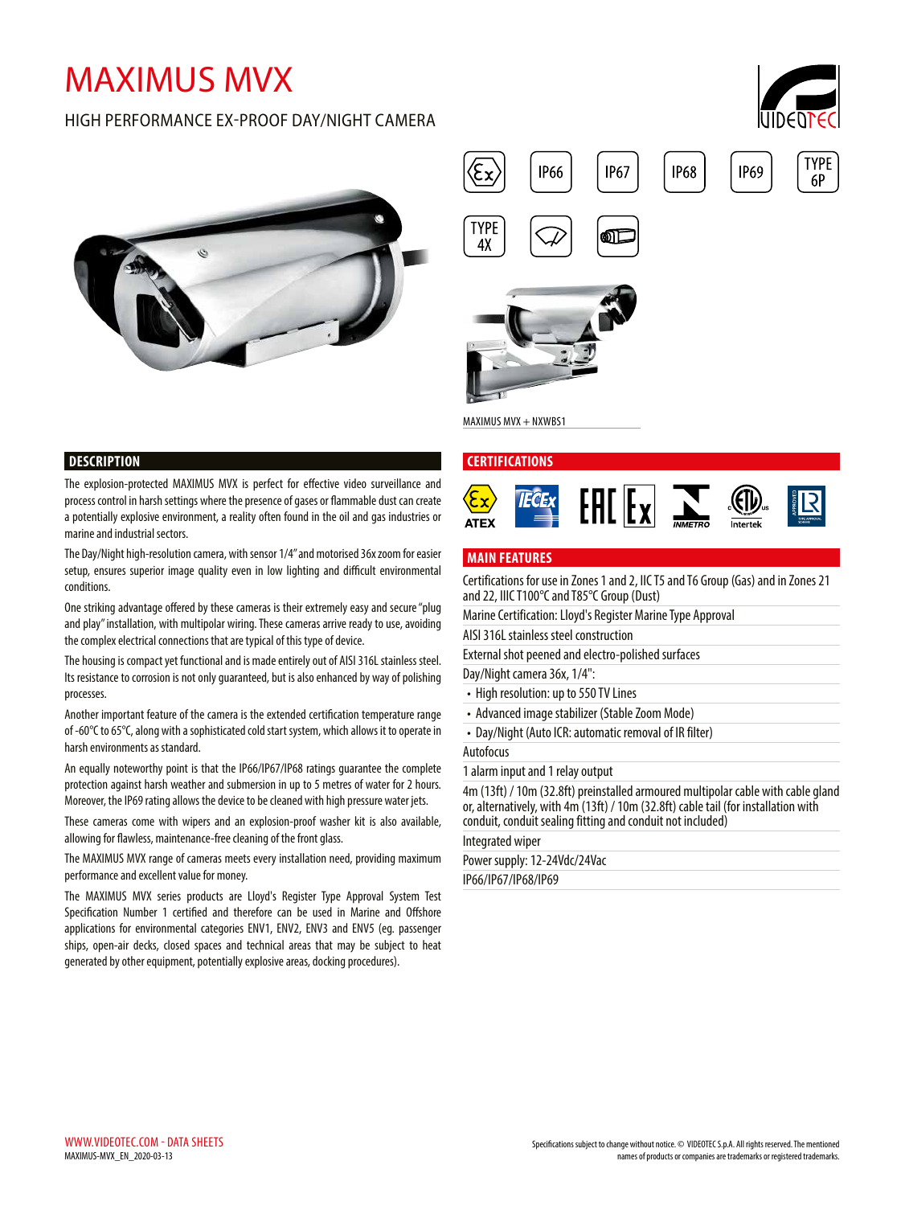# MAXIMUS MVX

## HIGH PERFORMANCE EX-PROOF DAY/NIGHT CAMERA

IP66 IP67 IP68 IP69 TYPE 6P TYPE 4X

MAXIMUS MVX + NXWBS1

## DESCRIPTION

The explosion-protected MAXIMUS MVX is perfect for effective video surveillance and process control in harsh settings where the presence of gases or flammable dust can create a potentially explosive environment, a reality often found in the oil and gas industries or marine and industrial sectors.

The Day/Night high-resolution camera, with sensor 1/4" and motorised 36x zoom for easier setup, ensures superior image quality even in low lighting and difficult environmental conditions.

One striking advantage offered by these cameras is their extremely easy and secure "plug and play" installation, with multipolar wiring. These cameras arrive ready to use, avoiding the complex electrical connections that are typical of this type of device.

The housing is compact yet functional and is made entirely out of AISI 316L stainless steel. Its resistance to corrosion is not only guaranteed, but is also enhanced by way of polishing processes.

Another important feature of the camera is the extended certification temperature range of -60°C to 65°C, along with a sophisticated cold start system, which allows it to operate in harsh environments as standard.

An equally noteworthy point is that the IP66/IP67/IP68 ratings guarantee the complete protection against harsh weather and submersion in up to 5 metres of water for 2 hours. Moreover, the IP69 rating allows the device to be cleaned with high pressure water jets.

These cameras come with wipers and an explosion-proof washer kit is also available, allowing for flawless, maintenance-free cleaning of the front glass.

The MAXIMUS MVX range of cameras meets every installation need, providing maximum performance and excellent value for money.

The MAXIMUS MVX series products are Lloyd's Register Type Approval System Test Specification Number 1 certified and therefore can be used in Marine and Offshore applications for environmental categories ENV1, ENV2, ENV3 and ENV5 (eg. passenger ships, open-air decks, closed spaces and technical areas that may be subject to heat generated by other equipment, potentially explosive areas, docking procedures).

## CERTIFICATIONS

ATEX, IECEx, EAC Ex, INMETRO, Intertek, Lloyd's Register

## MAIN FEATURES

- Certifications for use in Zones 1 and 2, IIC T5 and T6 Group (Gas) and in Zones 21 and 22, IIIC T100°C and T85°C Group (Dust)
- Marine Certification: Lloyd's Register Marine Type Approval
- AISI 316L stainless steel construction
- External shot peened and electro-polished surfaces
- Day/Night camera 36x, 1/4":
  - High resolution: up to 550 TV Lines
  - Advanced image stabilizer (Stable Zoom Mode)
  - Day/Night (Auto ICR: automatic removal of IR filter)
- Autofocus
- 1 alarm input and 1 relay output
- 4m (13ft) / 10m (32.8ft) preinstalled armoured multipolar cable with cable gland or, alternatively, with 4m (13ft) / 10m (32.8ft) cable tail (for installation with conduit, conduit sealing fitting and conduit not included)
- Integrated wiper
- Power supply: 12-24Vdc/24Vac
- IP66/IP67/IP68/IP69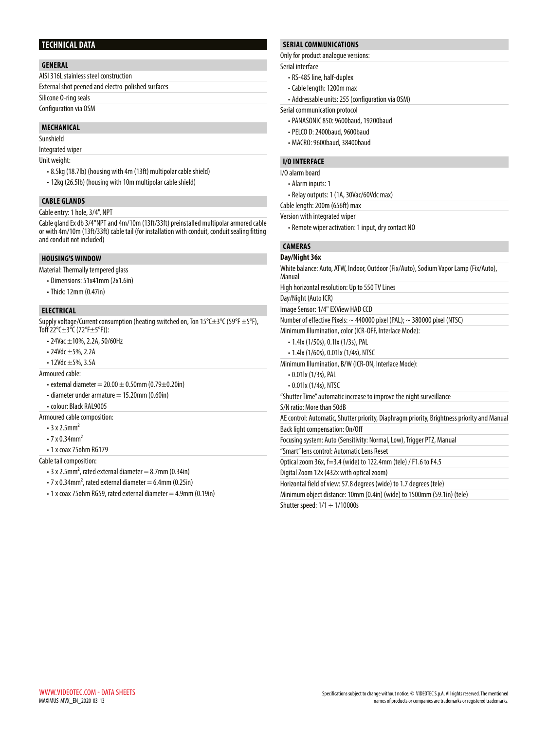## TECHNICAL DATA

### GENERAL

AISI 316L stainless steel construction

External shot peened and electro-polished surfaces

Silicone O-ring seals

Configuration via OSM

### MECHANICAL

Sunshield

Integrated wiper

Unit weight:

- 8.5kg (18.7lb) (housing with 4m (13ft) multipolar cable shield)
- 12kg (26.5lb) (housing with 10m multipolar cable shield)

### CABLE GLANDS

Cable entry: 1 hole, 3/4", NPT

Cable gland Ex db 3/4"NPT and 4m/10m (13ft/33ft) preinstalled multipolar armored cable or with 4m/10m (13ft/33ft) cable tail (for installation with conduit, conduit sealing fitting and conduit not included)

### HOUSING'S WINDOW

Material: Thermally tempered glass

- Dimensions: 51x41mm (2x1.6in)
- Thick: 12mm (0.47in)

### ELECTRICAL

Supply voltage/Current consumption (heating switched on, Ton 15°C±3°C (59°F ±5°F), Toff 22°C±3°C (72°F±5°F)):

- 24Vac ±10%, 2.2A, 50/60Hz
- 24Vdc ±5%, 2.2A
- 12Vdc ±5%, 3.5A

Armoured cable:

- external diameter = 20.00 ± 0.50mm (0.79±0.20in)
- diameter under armature = 15.20mm (0.60in)
- colour: Black RAL9005

Armoured cable composition:

- 3 x 2.5mm$^2$
- 7 x 0.34mm$^2$
- 1 x coax 75ohm RG179

Cable tail composition:

- 3 x 2.5mm$^2$, rated external diameter = 8.7mm (0.34in)
- 7 x 0.34mm$^2$, rated external diameter = 6.4mm (0.25in)
- 1 x coax 75ohm RG59, rated external diameter = 4.9mm (0.19in)

### SERIAL COMMUNICATIONS

Only for product analogue versions:

Serial interface

- RS-485 line, half-duplex
- Cable length: 1200m max
- Addressable units: 255 (configuration via OSM)

Serial communication protocol

- PANASONIC 850: 9600baud, 19200baud
- PELCO D: 2400baud, 9600baud
- MACRO: 9600baud, 38400baud

### I/O INTERFACE

I/O alarm board

- Alarm inputs: 1
- Relay outputs: 1 (1A, 30Vac/60Vdc max)

Cable length: 200m (656ft) max

Version with integrated wiper

- Remote wiper activation: 1 input, dry contact NO

### CAMERAS

**Day/Night 36x**

White balance: Auto, ATW, Indoor, Outdoor (Fix/Auto), Sodium Vapor Lamp (Fix/Auto), Manual

High horizontal resolution: Up to 550 TV Lines

Day/Night (Auto ICR)

Image Sensor: 1/4" EXView HAD CCD

Number of effective Pixels: ~ 440000 pixel (PAL); ~ 380000 pixel (NTSC)

Minimum Illumination, color (ICR-OFF, Interlace Mode):

- 1.4lx (1/50s), 0.1lx (1/3s), PAL
- 1.4lx (1/60s), 0.01lx (1/4s), NTSC

Minimum Illumination, B/W (ICR-ON, Interlace Mode):

- 0.01lx (1/3s), PAL
- 0.01lx (1/4s), NTSC

"Shutter Time" automatic increase to improve the night surveillance

S/N ratio: More than 50dB

AE control: Automatic, Shutter priority, Diaphragm priority, Brightness priority and Manual

Back light compensation: On/Off

Focusing system: Auto (Sensitivity: Normal, Low), Trigger PTZ, Manual

"Smart" lens control: Automatic Lens Reset

Optical zoom 36x, f=3.4 (wide) to 122.4mm (tele) / F1.6 to F4.5

Digital Zoom 12x (432x with optical zoom)

Horizontal field of view: 57.8 degrees (wide) to 1.7 degrees (tele)

Minimum object distance: 10mm (0.4in) (wide) to 1500mm (59.1in) (tele)

Shutter speed: 1/1 ÷ 1/10000s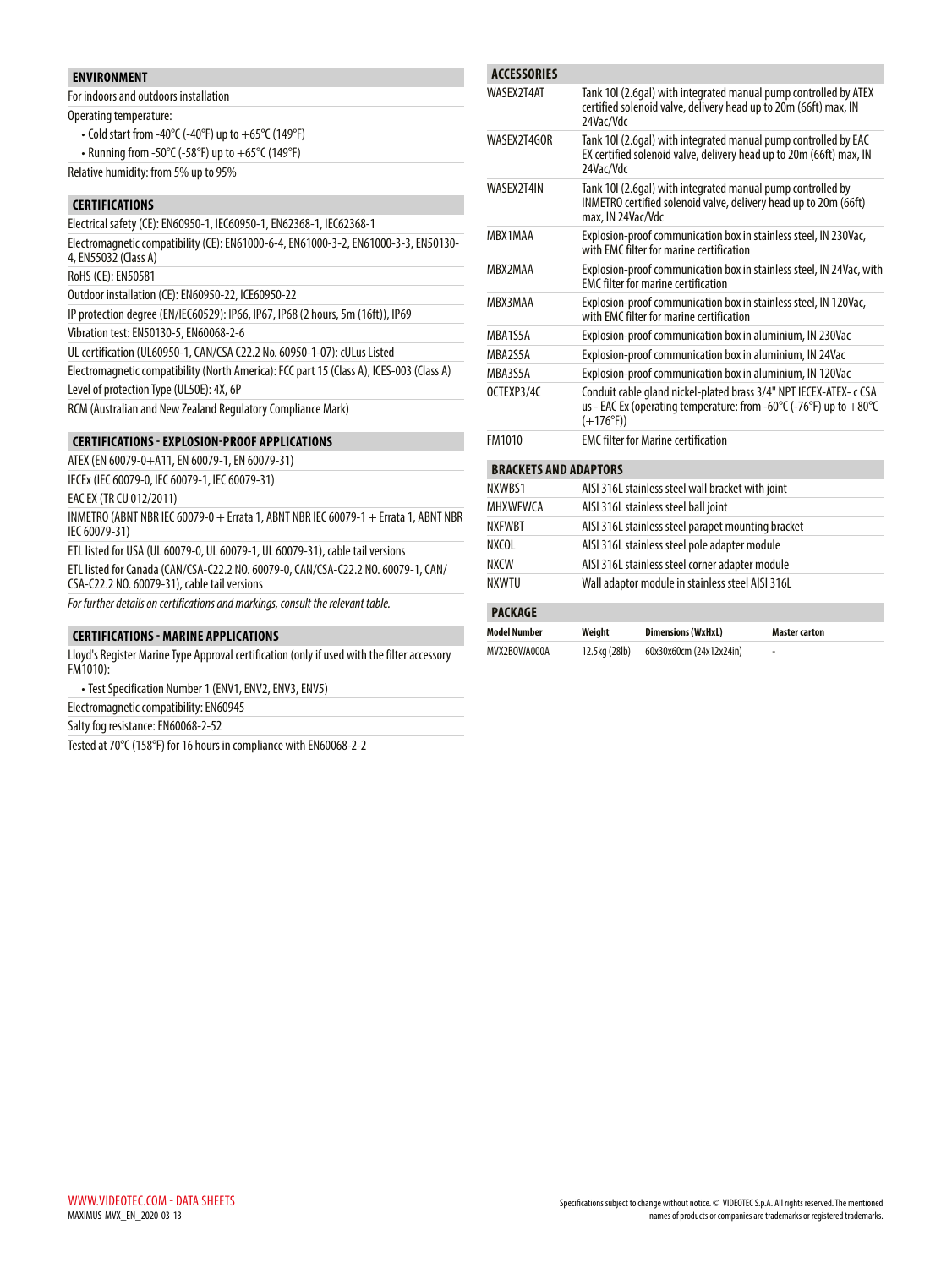## ENVIRONMENT

For indoors and outdoors installation

Operating temperature:

- Cold start from -40°C (-40°F) up to +65°C (149°F)
- Running from -50°C (-58°F) up to +65°C (149°F)

Relative humidity: from 5% up to 95%

## CERTIFICATIONS

Electrical safety (CE): EN60950-1, IEC60950-1, EN62368-1, IEC62368-1

Electromagnetic compatibility (CE): EN61000-6-4, EN61000-3-2, EN61000-3-3, EN50130-4, EN55032 (Class A)

RoHS (CE): EN50581

Outdoor installation (CE): EN60950-22, ICE60950-22

IP protection degree (EN/IEC60529): IP66, IP67, IP68 (2 hours, 5m (16ft)), IP69

Vibration test: EN50130-5, EN60068-2-6

UL certification (UL60950-1, CAN/CSA C22.2 No. 60950-1-07): cULus Listed

Electromagnetic compatibility (North America): FCC part 15 (Class A), ICES-003 (Class A)

Level of protection Type (UL50E): 4X, 6P

RCM (Australian and New Zealand Regulatory Compliance Mark)

## CERTIFICATIONS - EXPLOSION-PROOF APPLICATIONS

ATEX (EN 60079-0+A11, EN 60079-1, EN 60079-31)

IECEx (IEC 60079-0, IEC 60079-1, IEC 60079-31)

EAC EX (TR CU 012/2011)

INMETRO (ABNT NBR IEC 60079-0 + Errata 1, ABNT NBR IEC 60079-1 + Errata 1, ABNT NBR IEC 60079-31)

ETL listed for USA (UL 60079-0, UL 60079-1, UL 60079-31), cable tail versions

ETL listed for Canada (CAN/CSA-C22.2 NO. 60079-0, CAN/CSA-C22.2 NO. 60079-1, CAN/CSA-C22.2 NO. 60079-31), cable tail versions

*For further details on certifications and markings, consult the relevant table.*

## CERTIFICATIONS - MARINE APPLICATIONS

Lloyd's Register Marine Type Approval certification (only if used with the filter accessory FM1010):

- Test Specification Number 1 (ENV1, ENV2, ENV3, ENV5)

Electromagnetic compatibility: EN60945

Salty fog resistance: EN60068-2-52

Tested at 70°C (158°F) for 16 hours in compliance with EN60068-2-2

## ACCESSORIES

| | |
|---|---|
| WASEX2T4AT | Tank 10l (2.6gal) with integrated manual pump controlled by ATEX certified solenoid valve, delivery head up to 20m (66ft) max, IN 24Vac/Vdc |
| WASEX2T4GOR | Tank 10l (2.6gal) with integrated manual pump controlled by EAC EX certified solenoid valve, delivery head up to 20m (66ft) max, IN 24Vac/Vdc |
| WASEX2T4IN | Tank 10l (2.6gal) with integrated manual pump controlled by INMETRO certified solenoid valve, delivery head up to 20m (66ft) max, IN 24Vac/Vdc |
| MBX1MAA | Explosion-proof communication box in stainless steel, IN 230Vac, with EMC filter for marine certification |
| MBX2MAA | Explosion-proof communication box in stainless steel, IN 24Vac, with EMC filter for marine certification |
| MBX3MAA | Explosion-proof communication box in stainless steel, IN 120Vac, with EMC filter for marine certification |
| MBA1S5A | Explosion-proof communication box in aluminium, IN 230Vac |
| MBA2S5A | Explosion-proof communication box in aluminium, IN 24Vac |
| MBA3S5A | Explosion-proof communication box in aluminium, IN 120Vac |
| OCTEXP3/4C | Conduit cable gland nickel-plated brass 3/4" NPT IECEX-ATEX- c CSA us - EAC Ex (operating temperature: from -60°C (-76°F) up to +80°C (+176°F)) |
| FM1010 | EMC filter for Marine certification |

## BRACKETS AND ADAPTORS

| | |
|---|---|
| NXWBS1 | AISI 316L stainless steel wall bracket with joint |
| MHXWFWCA | AISI 316L stainless steel ball joint |
| NXFWBT | AISI 316L stainless steel parapet mounting bracket |
| NXCOL | AISI 316L stainless steel pole adapter module |
| NXCW | AISI 316L stainless steel corner adapter module |
| NXWTU | Wall adaptor module in stainless steel AISI 316L |

## PACKAGE

| Model Number | Weight | Dimensions (WxHxL) | Master carton |
|---|---|---|---|
| MVX2B0WA000A | 12.5kg (28lb) | 60x30x60cm (24x12x24in) | - |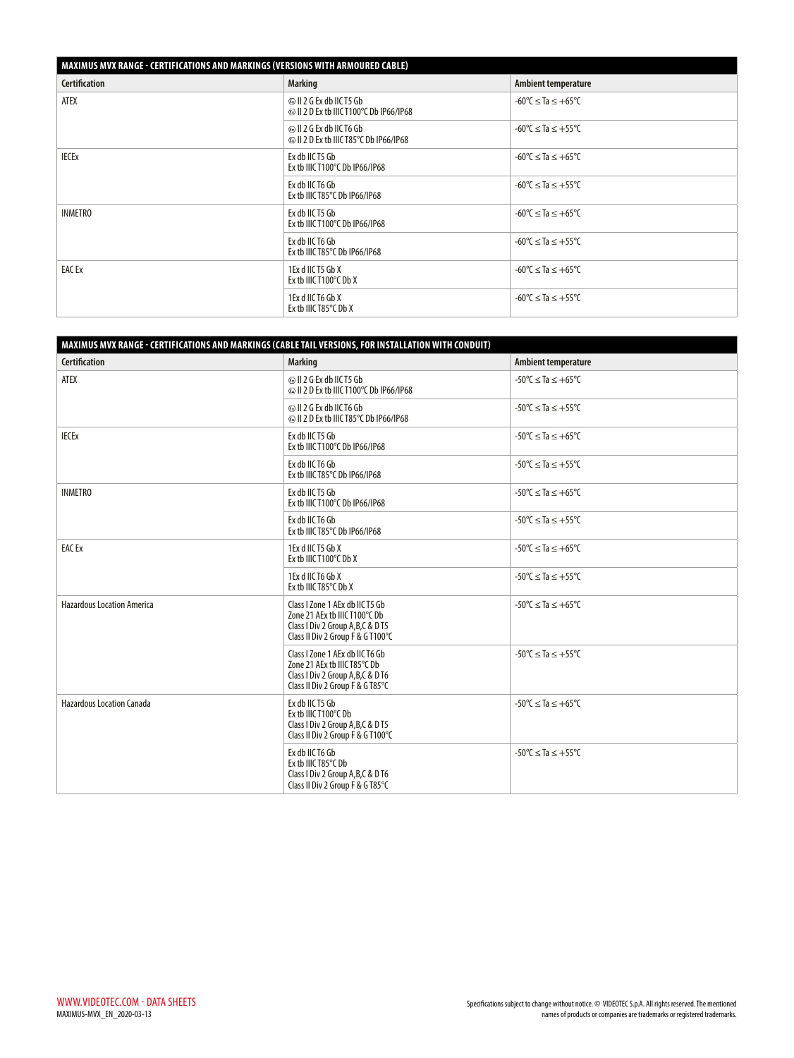| MAXIMUS MVX RANGE - CERTIFICATIONS AND MARKINGS (VERSIONS WITH ARMOURED CABLE) | | |
|---|---|---|
| **Certification** | **Marking** | **Ambient temperature** |
| ATEX | Ⓔx II 2 G Ex db IIC T5 Gb<br>Ⓔx II 2 D Ex tb IIIC T100°C Db IP66/IP68 | -60°C ≤ Ta ≤ +65°C |
| | Ⓔx II 2 G Ex db IIC T6 Gb<br>Ⓔx II 2 D Ex tb IIIC T85°C Db IP66/IP68 | -60°C ≤ Ta ≤ +55°C |
| IECEx | Ex db IIC T5 Gb<br>Ex tb IIIC T100°C Db IP66/IP68 | -60°C ≤ Ta ≤ +65°C |
| | Ex db IIC T6 Gb<br>Ex tb IIIC T85°C Db IP66/IP68 | -60°C ≤ Ta ≤ +55°C |
| INMETRO | Ex db IIC T5 Gb<br>Ex tb IIIC T100°C Db IP66/IP68 | -60°C ≤ Ta ≤ +65°C |
| | Ex db IIC T6 Gb<br>Ex tb IIIC T85°C Db IP66/IP68 | -60°C ≤ Ta ≤ +55°C |
| EAC Ex | 1Ex d IIC T5 Gb X<br>Ex tb IIIC T100°C Db X | -60°C ≤ Ta ≤ +65°C |
| | 1Ex d IIC T6 Gb X<br>Ex tb IIIC T85°C Db X | -60°C ≤ Ta ≤ +55°C |

| MAXIMUS MVX RANGE - CERTIFICATIONS AND MARKINGS (CABLE TAIL VERSIONS, FOR INSTALLATION WITH CONDUIT) | | |
|---|---|---|
| **Certification** | **Marking** | **Ambient temperature** |
| ATEX | Ⓔx II 2 G Ex db IIC T5 Gb<br>Ⓔx II 2 D Ex tb IIIC T100°C Db IP66/IP68 | -50°C ≤ Ta ≤ +65°C |
| | Ⓔx II 2 G Ex db IIC T6 Gb<br>Ⓔx II 2 D Ex tb IIIC T85°C Db IP66/IP68 | -50°C ≤ Ta ≤ +55°C |
| IECEx | Ex db IIC T5 Gb<br>Ex tb IIIC T100°C Db IP66/IP68 | -50°C ≤ Ta ≤ +65°C |
| | Ex db IIC T6 Gb<br>Ex tb IIIC T85°C Db IP66/IP68 | -50°C ≤ Ta ≤ +55°C |
| INMETRO | Ex db IIC T5 Gb<br>Ex tb IIIC T100°C Db IP66/IP68 | -50°C ≤ Ta ≤ +65°C |
| | Ex db IIC T6 Gb<br>Ex tb IIIC T85°C Db IP66/IP68 | -50°C ≤ Ta ≤ +55°C |
| EAC Ex | 1Ex d IIC T5 Gb X<br>Ex tb IIIC T100°C Db X | -50°C ≤ Ta ≤ +65°C |
| | 1Ex d IIC T6 Gb X<br>Ex tb IIIC T85°C Db X | -50°C ≤ Ta ≤ +55°C |
| Hazardous Location America | Class I Zone 1 AEx db IIC T5 Gb<br>Zone 21 AEx tb IIIC T100°C Db<br>Class I Div 2 Group A,B,C & D T5<br>Class II Div 2 Group F & G T100°C | -50°C ≤ Ta ≤ +65°C |
| | Class I Zone 1 AEx db IIC T6 Gb<br>Zone 21 AEx tb IIIC T85°C Db<br>Class I Div 2 Group A,B,C & D T6<br>Class II Div 2 Group F & G T85°C | -50°C ≤ Ta ≤ +55°C |
| Hazardous Location Canada | Ex db IIC T5 Gb<br>Ex tb IIIC T100°C Db<br>Class I Div 2 Group A,B,C & D T5<br>Class II Div 2 Group F & G T100°C | -50°C ≤ Ta ≤ +65°C |
| | Ex db IIC T6 Gb<br>Ex tb IIIC T85°C Db<br>Class I Div 2 Group A,B,C & D T6<br>Class II Div 2 Group F & G T85°C | -50°C ≤ Ta ≤ +55°C |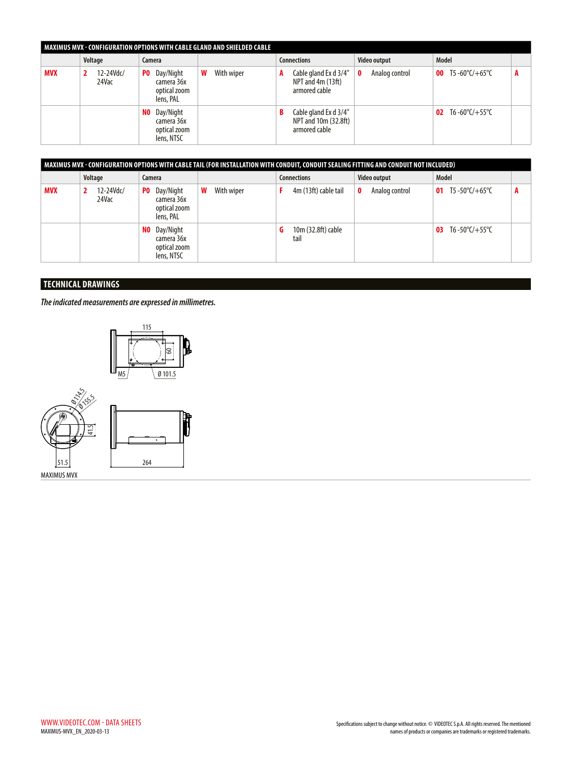| MAXIMUS MVX - CONFIGURATION OPTIONS WITH CABLE GLAND AND SHIELDED CABLE | | | | | | | |
|---|---|---|---|---|---|---|---|
| | Voltage | Camera | | Connections | Video output | Model | |
| MVX | 2 12-24Vdc/ 24Vac | P0 Day/Night camera 36x optical zoom lens, PAL | W With wiper | A Cable gland Ex d 3/4" NPT and 4m (13ft) armored cable | 0 Analog control | 00 T5 -60°C/+65°C | A |
| | | N0 Day/Night camera 36x optical zoom lens, NTSC | | B Cable gland Ex d 3/4" NPT and 10m (32.8ft) armored cable | | 02 T6 -60°C/+55°C | |

| MAXIMUS MVX - CONFIGURATION OPTIONS WITH CABLE TAIL (FOR INSTALLATION WITH CONDUIT, CONDUIT SEALING FITTING AND CONDUIT NOT INCLUDED) | | | | | | | |
|---|---|---|---|---|---|---|---|
| | Voltage | Camera | | Connections | Video output | Model | |
| MVX | 2 12-24Vdc/ 24Vac | P0 Day/Night camera 36x optical zoom lens, PAL | W With wiper | F 4m (13ft) cable tail | 0 Analog control | 01 T5 -50°C/+65°C | A |
| | | N0 Day/Night camera 36x optical zoom lens, NTSC | | G 10m (32.8ft) cable tail | | 03 T6 -50°C/+55°C | |

## TECHNICAL DRAWINGS

*The indicated measurements are expressed in millimetres.*

115
60
M5
Ø 101.5
Ø 114.5
Ø 155.5
41.5
51.5
264

MAXIMUS MVX